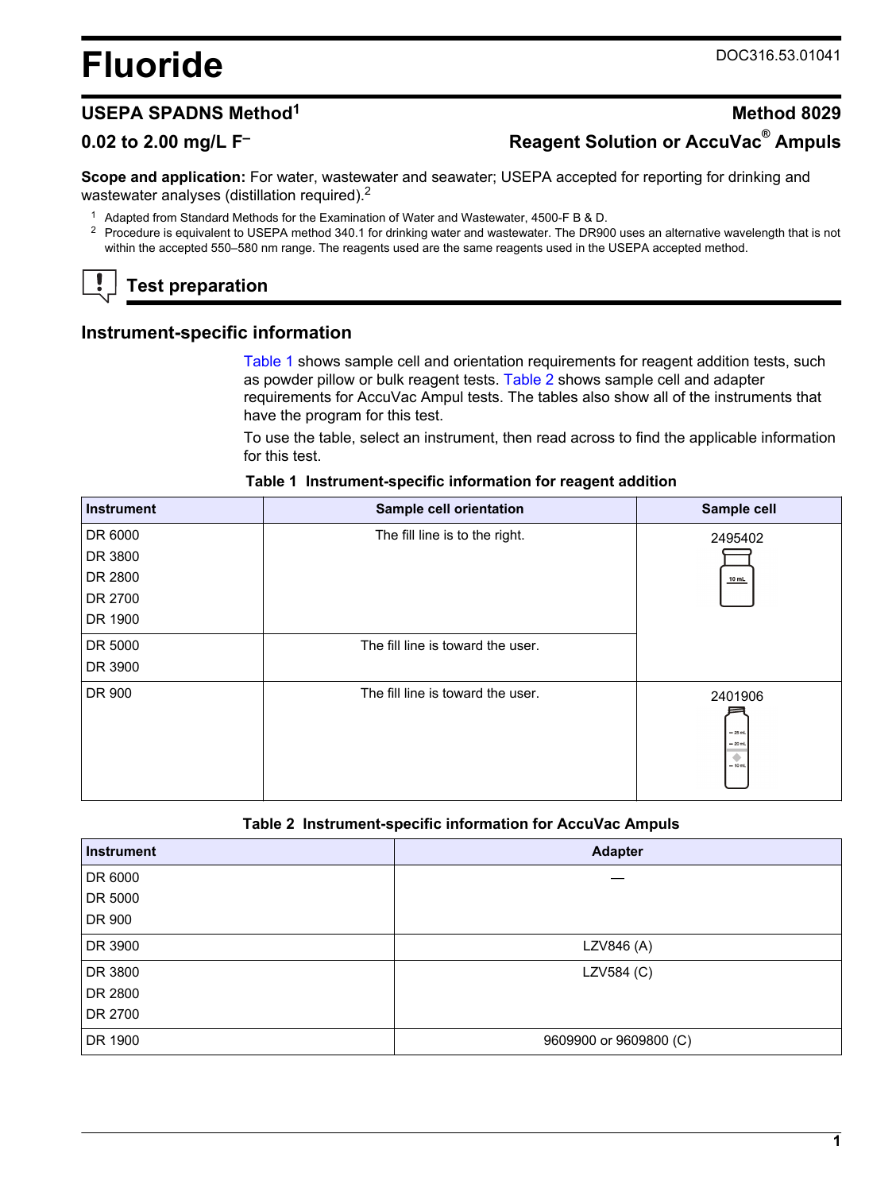# Fluoride

DOC316.53.01041

## USEPA SPADNS Method[1]

## Method 8029

## 0.02 to 2.00 mg/L $F^-$

## Reagent Solution or AccuVac® Ampuls

**Scope and application:** For water, wastewater and seawater; USEPA accepted for reporting for drinking and wastewater analyses (distillation required).[2]

[1] Adapted from Standard Methods for the Examination of Water and Wastewater, 4500-F B & D.

[2] Procedure is equivalent to USEPA method 340.1 for drinking water and wastewater. The DR900 uses an alternative wavelength that is not within the accepted 550–580 nm range. The reagents used are the same reagents used in the USEPA accepted method.

## Test preparation

### Instrument-specific information

Table 1 shows sample cell and orientation requirements for reagent addition tests, such as powder pillow or bulk reagent tests. Table 2 shows sample cell and adapter requirements for AccuVac Ampul tests. The tables also show all of the instruments that have the program for this test.

To use the table, select an instrument, then read across to find the applicable information for this test.

**Table 1 Instrument-specific information for reagent addition**

| Instrument | Sample cell orientation | Sample cell |
|---|---|---|
| DR 6000<br>DR 3800<br>DR 2800<br>DR 2700<br>DR 1900 | The fill line is to the right. | 2495402 |
| DR 5000<br>DR 3900 | The fill line is toward the user. | |
| DR 900 | The fill line is toward the user. | 2401906 |

**Table 2 Instrument-specific information for AccuVac Ampuls**

| Instrument | Adapter |
|---|---|
| DR 6000<br>DR 5000<br>DR 900 | — |
| DR 3900 | LZV846 (A) |
| DR 3800<br>DR 2800<br>DR 2700 | LZV584 (C) |
| DR 1900 | 9609900 or 9609800 (C) |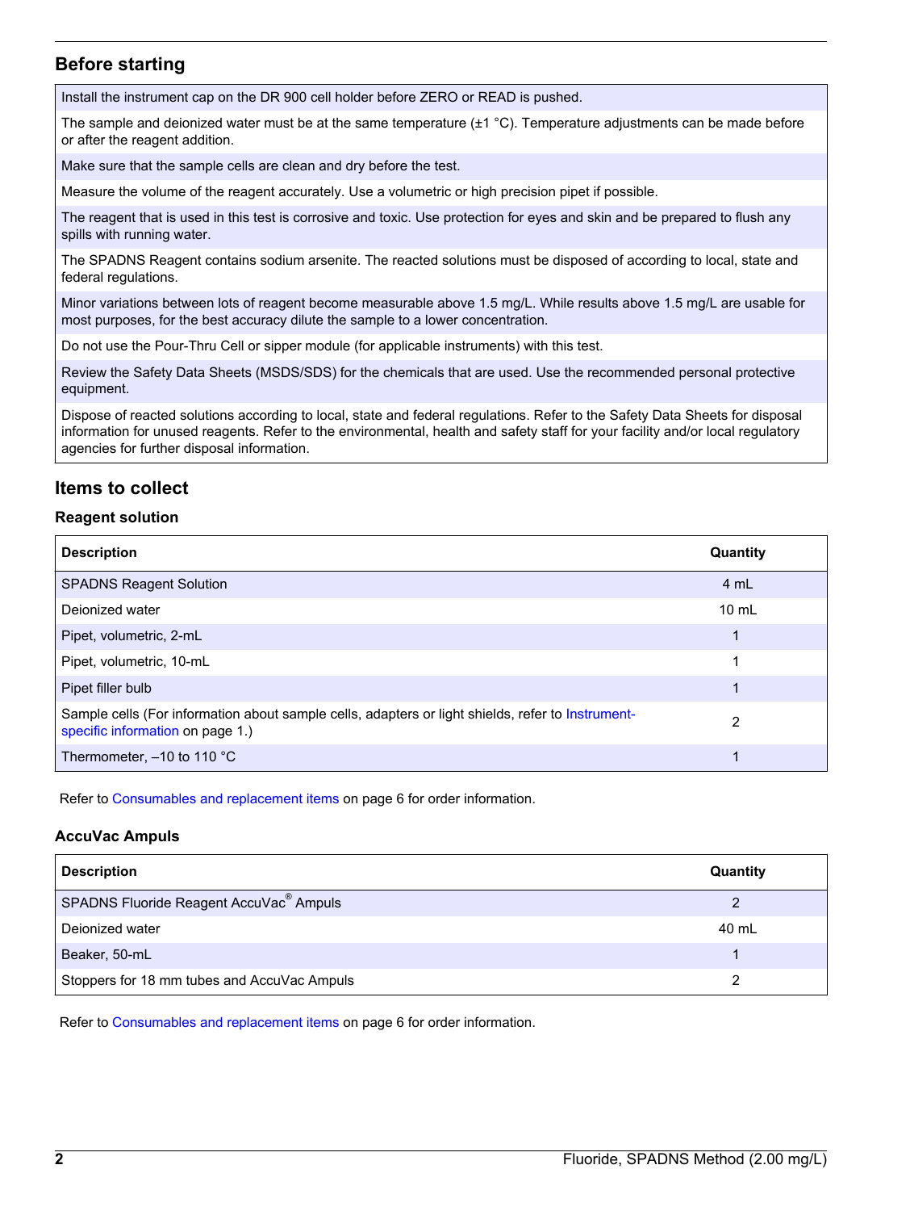## Before starting

| |
|---|
| Install the instrument cap on the DR 900 cell holder before ZERO or READ is pushed. |
| The sample and deionized water must be at the same temperature (±1 °C). Temperature adjustments can be made before or after the reagent addition. |
| Make sure that the sample cells are clean and dry before the test. |
| Measure the volume of the reagent accurately. Use a volumetric or high precision pipet if possible. |
| The reagent that is used in this test is corrosive and toxic. Use protection for eyes and skin and be prepared to flush any spills with running water. |
| The SPADNS Reagent contains sodium arsenite. The reacted solutions must be disposed of according to local, state and federal regulations. |
| Minor variations between lots of reagent become measurable above 1.5 mg/L. While results above 1.5 mg/L are usable for most purposes, for the best accuracy dilute the sample to a lower concentration. |
| Do not use the Pour-Thru Cell or sipper module (for applicable instruments) with this test. |
| Review the Safety Data Sheets (MSDS/SDS) for the chemicals that are used. Use the recommended personal protective equipment. |
| Dispose of reacted solutions according to local, state and federal regulations. Refer to the Safety Data Sheets for disposal information for unused reagents. Refer to the environmental, health and safety staff for your facility and/or local regulatory agencies for further disposal information. |

## Items to collect

### Reagent solution

| Description | Quantity |
|---|---|
| SPADNS Reagent Solution | 4 mL |
| Deionized water | 10 mL |
| Pipet, volumetric, 2-mL | 1 |
| Pipet, volumetric, 10-mL | 1 |
| Pipet filler bulb | 1 |
| Sample cells (For information about sample cells, adapters or light shields, refer to Instrument-specific information on page 1.) | 2 |
| Thermometer, –10 to 110 °C | 1 |

Refer to Consumables and replacement items on page 6 for order information.

### AccuVac Ampuls

| Description | Quantity |
|---|---|
| SPADNS Fluoride Reagent AccuVac® Ampuls | 2 |
| Deionized water | 40 mL |
| Beaker, 50-mL | 1 |
| Stoppers for 18 mm tubes and AccuVac Ampuls | 2 |

Refer to Consumables and replacement items on page 6 for order information.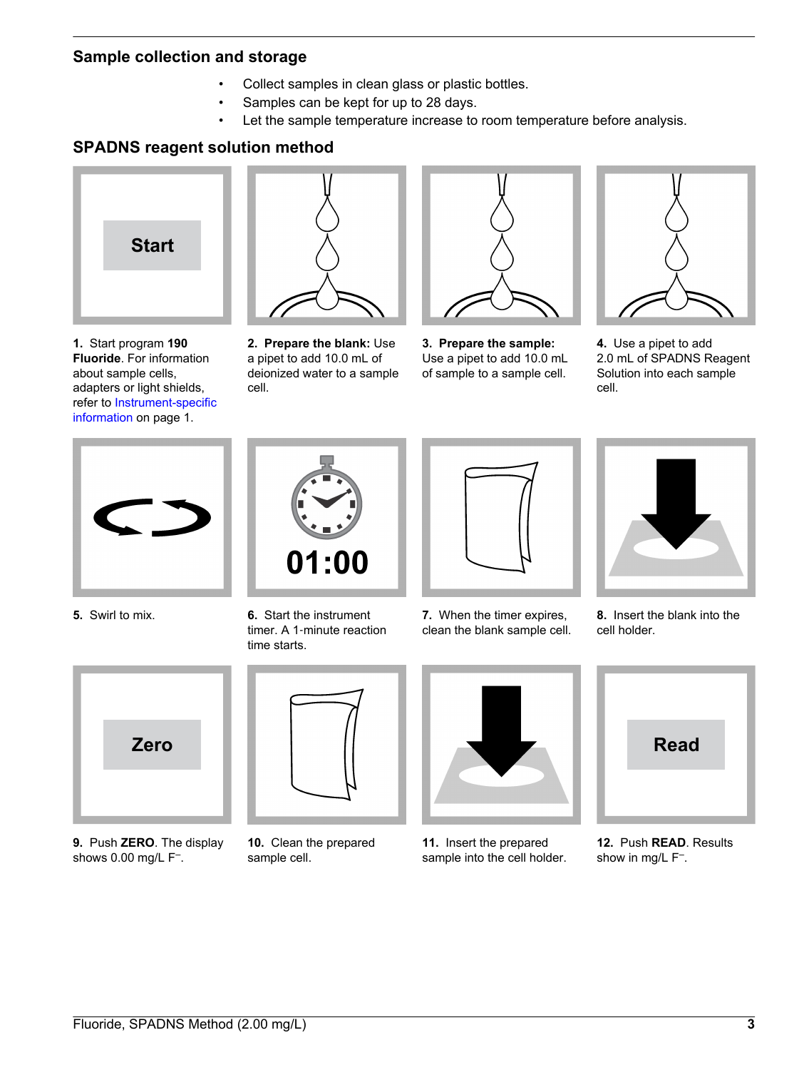## Sample collection and storage

- Collect samples in clean glass or plastic bottles.
- Samples can be kept for up to 28 days.
- Let the sample temperature increase to room temperature before analysis.

## SPADNS reagent solution method

**1.** Start program **190 Fluoride**. For information about sample cells, adapters or light shields, refer to Instrument-specific information on page 1.

**2. Prepare the blank:** Use a pipet to add 10.0 mL of deionized water to a sample cell.

**3. Prepare the sample:** Use a pipet to add 10.0 mL of sample to a sample cell.

**4.** Use a pipet to add 2.0 mL of SPADNS Reagent Solution into each sample cell.

**5.** Swirl to mix.

**6.** Start the instrument timer. A 1-minute reaction time starts.

**7.** When the timer expires, clean the blank sample cell.

**8.** Insert the blank into the cell holder.

**9.** Push **ZERO**. The display shows 0.00 mg/L $F^-$.

**10.** Clean the prepared sample cell.

**11.** Insert the prepared sample into the cell holder.

**12.** Push **READ**. Results show in mg/L $F^-$.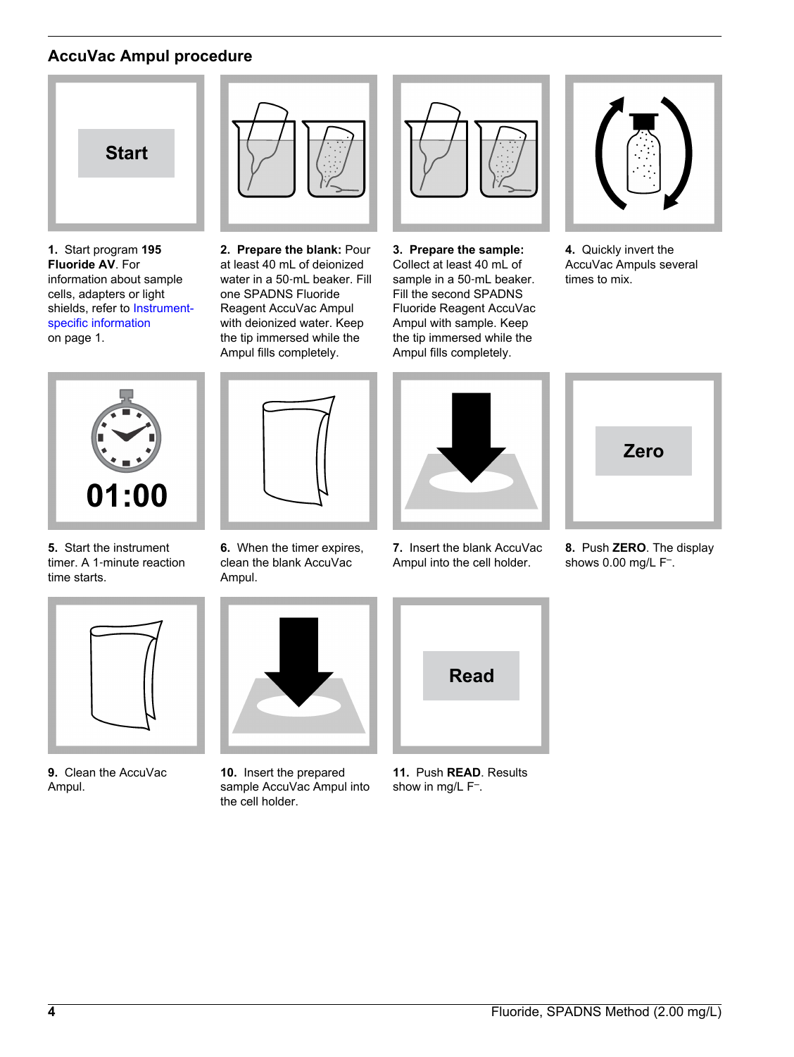## AccuVac Ampul procedure

1. Start program **195 Fluoride AV**. For information about sample cells, adapters or light shields, refer to Instrument-specific information on page 1.

2. **Prepare the blank:** Pour at least 40 mL of deionized water in a 50-mL beaker. Fill one SPADNS Fluoride Reagent AccuVac Ampul with deionized water. Keep the tip immersed while the Ampul fills completely.

3. **Prepare the sample:** Collect at least 40 mL of sample in a 50-mL beaker. Fill the second SPADNS Fluoride Reagent AccuVac Ampul with sample. Keep the tip immersed while the Ampul fills completely.

4. Quickly invert the AccuVac Ampuls several times to mix.

5. Start the instrument timer. A 1-minute reaction time starts.

6. When the timer expires, clean the blank AccuVac Ampul.

7. Insert the blank AccuVac Ampul into the cell holder.

8. Push **ZERO**. The display shows 0.00 mg/L $F^{-}$.

9. Clean the AccuVac Ampul.

10. Insert the prepared sample AccuVac Ampul into the cell holder.

11. Push **READ**. Results show in mg/L $F^{-}$.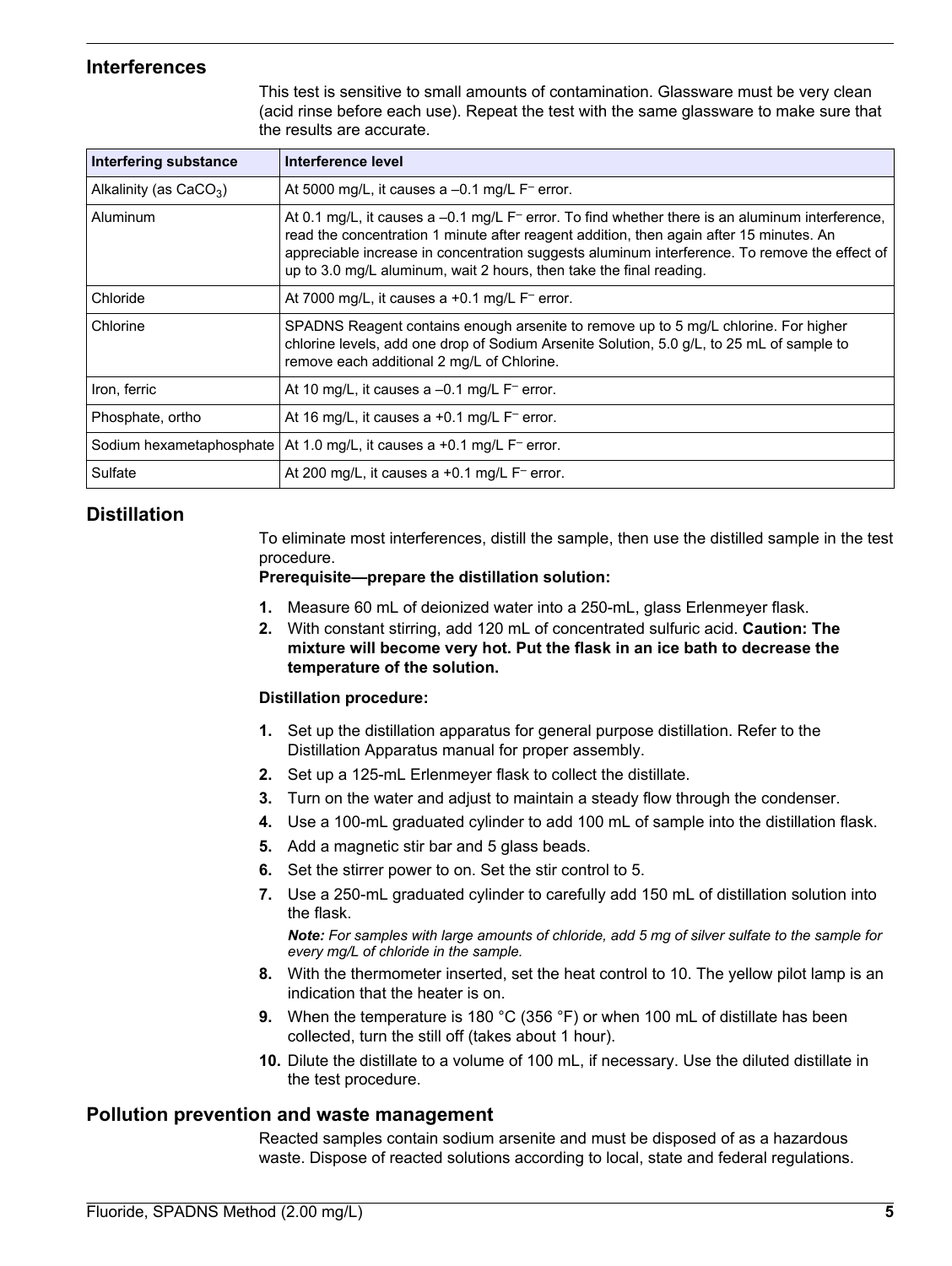## Interferences

This test is sensitive to small amounts of contamination. Glassware must be very clean (acid rinse before each use). Repeat the test with the same glassware to make sure that the results are accurate.

| Interfering substance | Interference level |
| --- | --- |
| Alkalinity (as $CaCO_3$) | At 5000 mg/L, it causes a –0.1 mg/L $F^-$ error. |
| Aluminum | At 0.1 mg/L, it causes a –0.1 mg/L $F^-$ error. To find whether there is an aluminum interference, read the concentration 1 minute after reagent addition, then again after 15 minutes. An appreciable increase in concentration suggests aluminum interference. To remove the effect of up to 3.0 mg/L aluminum, wait 2 hours, then take the final reading. |
| Chloride | At 7000 mg/L, it causes a +0.1 mg/L $F^-$ error. |
| Chlorine | SPADNS Reagent contains enough arsenite to remove up to 5 mg/L chlorine. For higher chlorine levels, add one drop of Sodium Arsenite Solution, 5.0 g/L, to 25 mL of sample to remove each additional 2 mg/L of Chlorine. |
| Iron, ferric | At 10 mg/L, it causes a –0.1 mg/L $F^-$ error. |
| Phosphate, ortho | At 16 mg/L, it causes a +0.1 mg/L $F^-$ error. |
| Sodium hexametaphosphate | At 1.0 mg/L, it causes a +0.1 mg/L $F^-$ error. |
| Sulfate | At 200 mg/L, it causes a +0.1 mg/L $F^-$ error. |

## Distillation

To eliminate most interferences, distill the sample, then use the distilled sample in the test procedure.

**Prerequisite—prepare the distillation solution:**

1. Measure 60 mL of deionized water into a 250-mL, glass Erlenmeyer flask.
2. With constant stirring, add 120 mL of concentrated sulfuric acid. **Caution: The mixture will become very hot. Put the flask in an ice bath to decrease the temperature of the solution.**

**Distillation procedure:**

1. Set up the distillation apparatus for general purpose distillation. Refer to the Distillation Apparatus manual for proper assembly.
2. Set up a 125-mL Erlenmeyer flask to collect the distillate.
3. Turn on the water and adjust to maintain a steady flow through the condenser.
4. Use a 100-mL graduated cylinder to add 100 mL of sample into the distillation flask.
5. Add a magnetic stir bar and 5 glass beads.
6. Set the stirrer power to on. Set the stir control to 5.
7. Use a 250-mL graduated cylinder to carefully add 150 mL of distillation solution into the flask.

   ***Note:*** *For samples with large amounts of chloride, add 5 mg of silver sulfate to the sample for every mg/L of chloride in the sample.*
8. With the thermometer inserted, set the heat control to 10. The yellow pilot lamp is an indication that the heater is on.
9. When the temperature is 180 °C (356 °F) or when 100 mL of distillate has been collected, turn the still off (takes about 1 hour).
10. Dilute the distillate to a volume of 100 mL, if necessary. Use the diluted distillate in the test procedure.

## Pollution prevention and waste management

Reacted samples contain sodium arsenite and must be disposed of as a hazardous waste. Dispose of reacted solutions according to local, state and federal regulations.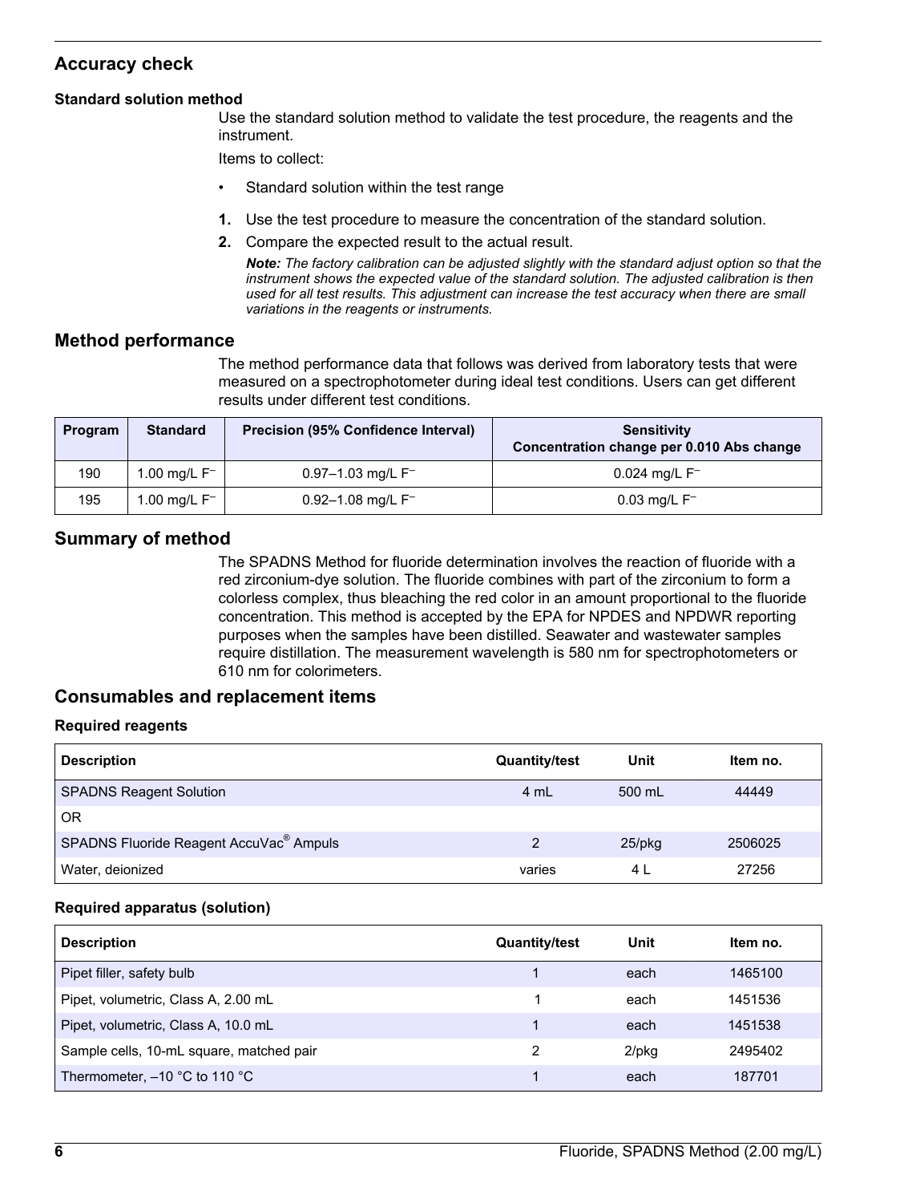## Accuracy check

### Standard solution method

Use the standard solution method to validate the test procedure, the reagents and the instrument.

Items to collect:

- Standard solution within the test range

1. Use the test procedure to measure the concentration of the standard solution.
2. Compare the expected result to the actual result.

   ***Note:*** *The factory calibration can be adjusted slightly with the standard adjust option so that the instrument shows the expected value of the standard solution. The adjusted calibration is then used for all test results. This adjustment can increase the test accuracy when there are small variations in the reagents or instruments.*

## Method performance

The method performance data that follows was derived from laboratory tests that were measured on a spectrophotometer during ideal test conditions. Users can get different results under different test conditions.

| Program | Standard | Precision (95% Confidence Interval) | Sensitivity Concentration change per 0.010 Abs change |
|---|---|---|---|
| 190 | 1.00 mg/L $F^-$ | 0.97–1.03 mg/L $F^-$ | 0.024 mg/L $F^-$ |
| 195 | 1.00 mg/L $F^-$ | 0.92–1.08 mg/L $F^-$ | 0.03 mg/L $F^-$ |

## Summary of method

The SPADNS Method for fluoride determination involves the reaction of fluoride with a red zirconium-dye solution. The fluoride combines with part of the zirconium to form a colorless complex, thus bleaching the red color in an amount proportional to the fluoride concentration. This method is accepted by the EPA for NPDES and NPDWR reporting purposes when the samples have been distilled. Seawater and wastewater samples require distillation. The measurement wavelength is 580 nm for spectrophotometers or 610 nm for colorimeters.

## Consumables and replacement items

### Required reagents

| Description | Quantity/test | Unit | Item no. |
|---|---|---|---|
| SPADNS Reagent Solution | 4 mL | 500 mL | 44449 |
| OR | | | |
| SPADNS Fluoride Reagent AccuVac® Ampuls | 2 | 25/pkg | 2506025 |
| Water, deionized | varies | 4 L | 27256 |

### Required apparatus (solution)

| Description | Quantity/test | Unit | Item no. |
|---|---|---|---|
| Pipet filler, safety bulb | 1 | each | 1465100 |
| Pipet, volumetric, Class A, 2.00 mL | 1 | each | 1451536 |
| Pipet, volumetric, Class A, 10.0 mL | 1 | each | 1451538 |
| Sample cells, 10-mL square, matched pair | 2 | 2/pkg | 2495402 |
| Thermometer, –10 °C to 110 °C | 1 | each | 187701 |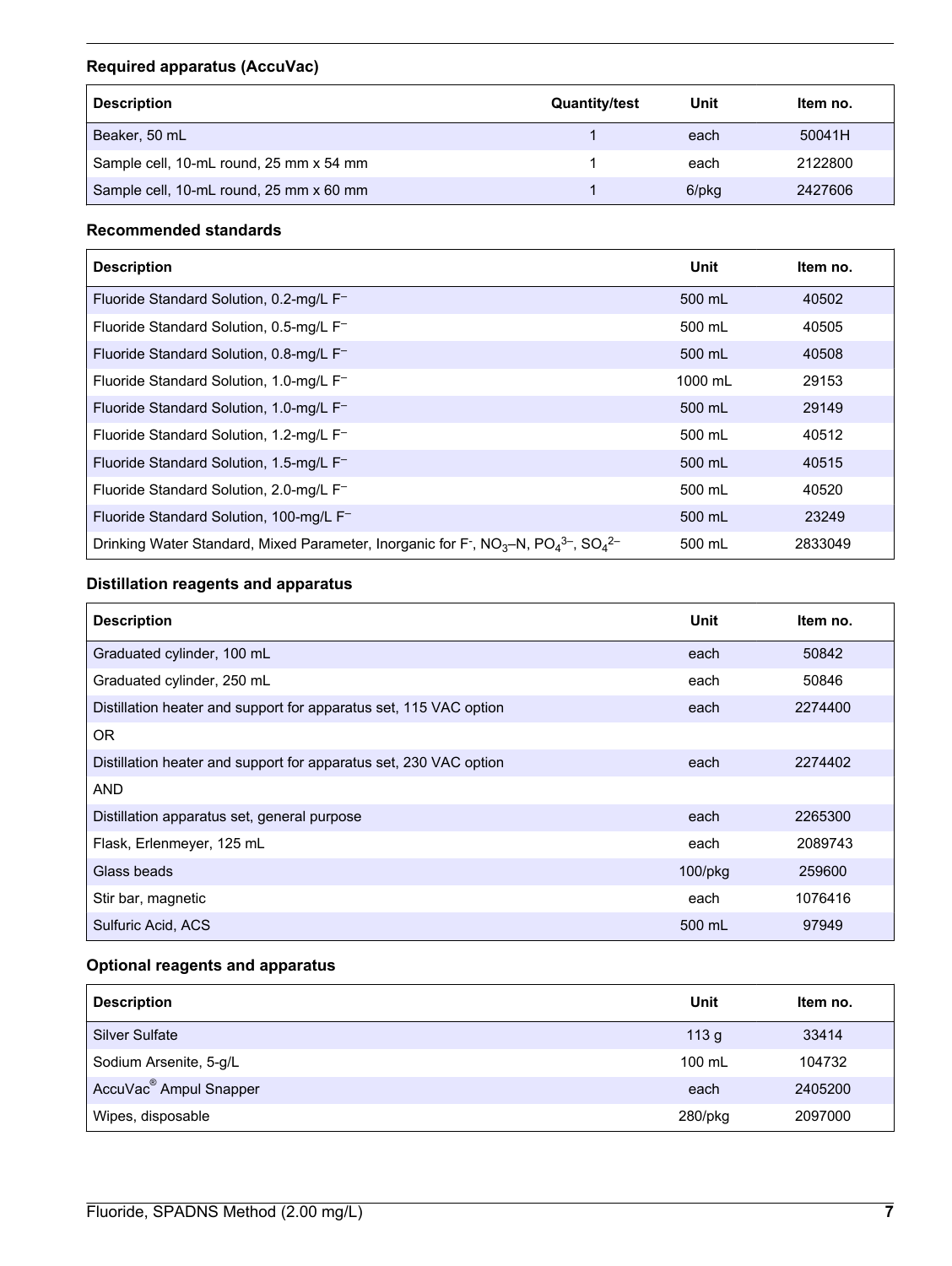### Required apparatus (AccuVac)

| Description | Quantity/test | Unit | Item no. |
|---|---|---|---|
| Beaker, 50 mL | 1 | each | 50041H |
| Sample cell, 10-mL round, 25 mm x 54 mm | 1 | each | 2122800 |
| Sample cell, 10-mL round, 25 mm x 60 mm | 1 | 6/pkg | 2427606 |

### Recommended standards

| Description | Unit | Item no. |
|---|---|---|
| Fluoride Standard Solution, 0.2-mg/L $F^-$ | 500 mL | 40502 |
| Fluoride Standard Solution, 0.5-mg/L $F^-$ | 500 mL | 40505 |
| Fluoride Standard Solution, 0.8-mg/L $F^-$ | 500 mL | 40508 |
| Fluoride Standard Solution, 1.0-mg/L $F^-$ | 1000 mL | 29153 |
| Fluoride Standard Solution, 1.0-mg/L $F^-$ | 500 mL | 29149 |
| Fluoride Standard Solution, 1.2-mg/L $F^-$ | 500 mL | 40512 |
| Fluoride Standard Solution, 1.5-mg/L $F^-$ | 500 mL | 40515 |
| Fluoride Standard Solution, 2.0-mg/L $F^-$ | 500 mL | 40520 |
| Fluoride Standard Solution, 100-mg/L $F^-$ | 500 mL | 23249 |
| Drinking Water Standard, Mixed Parameter, Inorganic for $F^-$, $NO_3$–N, $PO_4^{3-}$, $SO_4^{2-}$ | 500 mL | 2833049 |

### Distillation reagents and apparatus

| Description | Unit | Item no. |
|---|---|---|
| Graduated cylinder, 100 mL | each | 50842 |
| Graduated cylinder, 250 mL | each | 50846 |
| Distillation heater and support for apparatus set, 115 VAC option | each | 2274400 |
| OR | | |
| Distillation heater and support for apparatus set, 230 VAC option | each | 2274402 |
| AND | | |
| Distillation apparatus set, general purpose | each | 2265300 |
| Flask, Erlenmeyer, 125 mL | each | 2089743 |
| Glass beads | 100/pkg | 259600 |
| Stir bar, magnetic | each | 1076416 |
| Sulfuric Acid, ACS | 500 mL | 97949 |

### Optional reagents and apparatus

| Description | Unit | Item no. |
|---|---|---|
| Silver Sulfate | 113 g | 33414 |
| Sodium Arsenite, 5-g/L | 100 mL | 104732 |
| AccuVac® Ampul Snapper | each | 2405200 |
| Wipes, disposable | 280/pkg | 2097000 |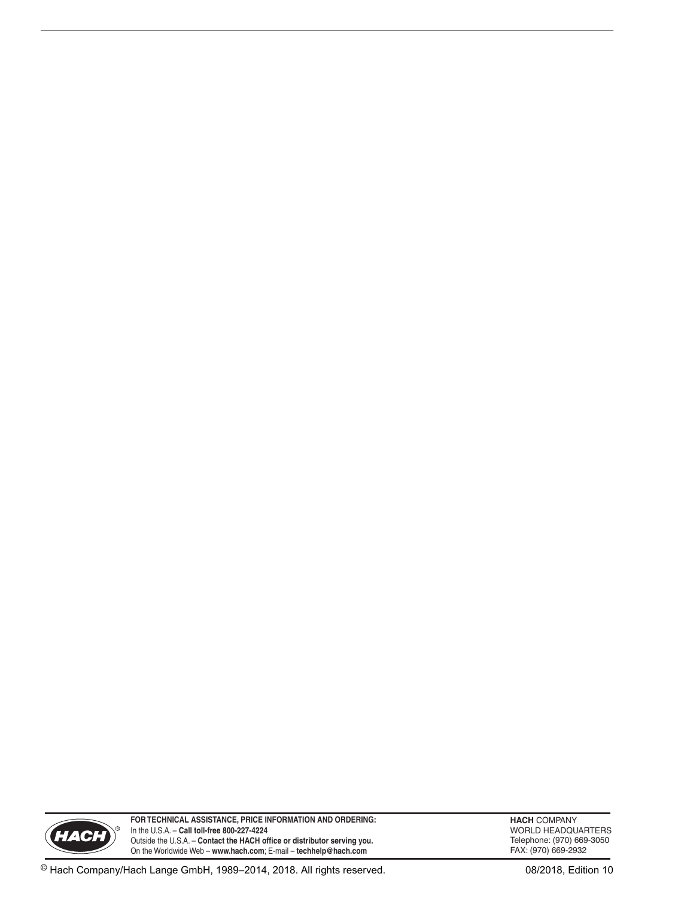**FOR TECHNICAL ASSISTANCE, PRICE INFORMATION AND ORDERING:**
In the U.S.A. – **Call toll-free 800-227-4224**
Outside the U.S.A. – **Contact the HACH office or distributor serving you.**
On the Worldwide Web – **www.hach.com**; E-mail – **techhelp@hach.com**

**HACH** COMPANY
WORLD HEADQUARTERS
Telephone: (970) 669-3050
FAX: (970) 669-2932

© Hach Company/Hach Lange GmbH, 1989–2014, 2018. All rights reserved.

08/2018, Edition 10